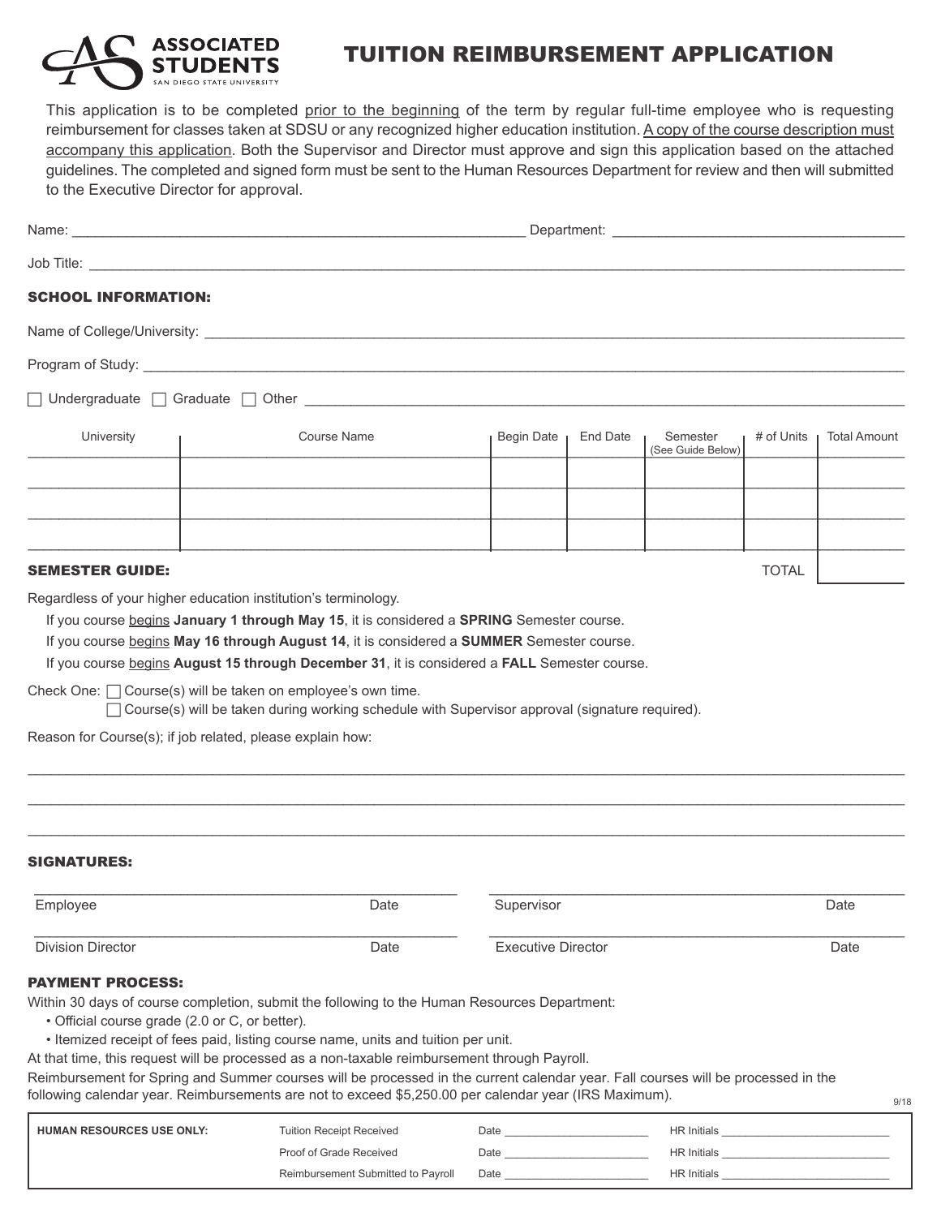# ASSOCIATED STUDENTS
SAN DIEGO STATE UNIVERSITY

# TUITION REIMBURSEMENT APPLICATION

This application is to be completed prior to the beginning of the term by regular full-time employee who is requesting reimbursement for classes taken at SDSU or any recognized higher education institution. A copy of the course description must accompany this application. Both the Supervisor and Director must approve and sign this application based on the attached guidelines. The completed and signed form must be sent to the Human Resources Department for review and then will submitted to the Executive Director for approval.

Name: ____________________ Department: ____________________

Job Title: ____________________

## SCHOOL INFORMATION:

Name of College/University: ____________________

Program of Study: ____________________

☐ Undergraduate ☐ Graduate ☐ Other ____________________

| University | Course Name | Begin Date | End Date | Semester (See Guide Below) | # of Units | Total Amount |
|---|---|---|---|---|---|---|
| | | | | | | |
| | | | | | | |
| | | | | | | |
| | | | | | TOTAL | |

## SEMESTER GUIDE:

Regardless of your higher education institution's terminology.

If you course begins **January 1 through May 15**, it is considered a **SPRING** Semester course.

If you course begins **May 16 through August 14**, it is considered a **SUMMER** Semester course.

If you course begins **August 15 through December 31**, it is considered a **FALL** Semester course.

Check One: ☐ Course(s) will be taken on employee's own time.

☐ Course(s) will be taken during working schedule with Supervisor approval (signature required).

Reason for Course(s); if job related, please explain how:

____________________

____________________

____________________

## SIGNATURES:

Employee ____________________ Date ________ Supervisor ____________________ Date ________

Division Director ____________________ Date ________ Executive Director ____________________ Date ________

## PAYMENT PROCESS:

Within 30 days of course completion, submit the following to the Human Resources Department:

- Official course grade (2.0 or C, or better).
- Itemized receipt of fees paid, listing course name, units and tuition per unit.

At that time, this request will be processed as a non-taxable reimbursement through Payroll.

Reimbursement for Spring and Summer courses will be processed in the current calendar year. Fall courses will be processed in the following calendar year. Reimbursements are not to exceed $5,250.00 per calendar year (IRS Maximum).

9/18

| HUMAN RESOURCES USE ONLY: | | | |
|---|---|---|---|
| | Tuition Receipt Received | Date ________ | HR Initials ________ |
| | Proof of Grade Received | Date ________ | HR Initials ________ |
| | Reimbursement Submitted to Payroll | Date ________ | HR Initials ________ |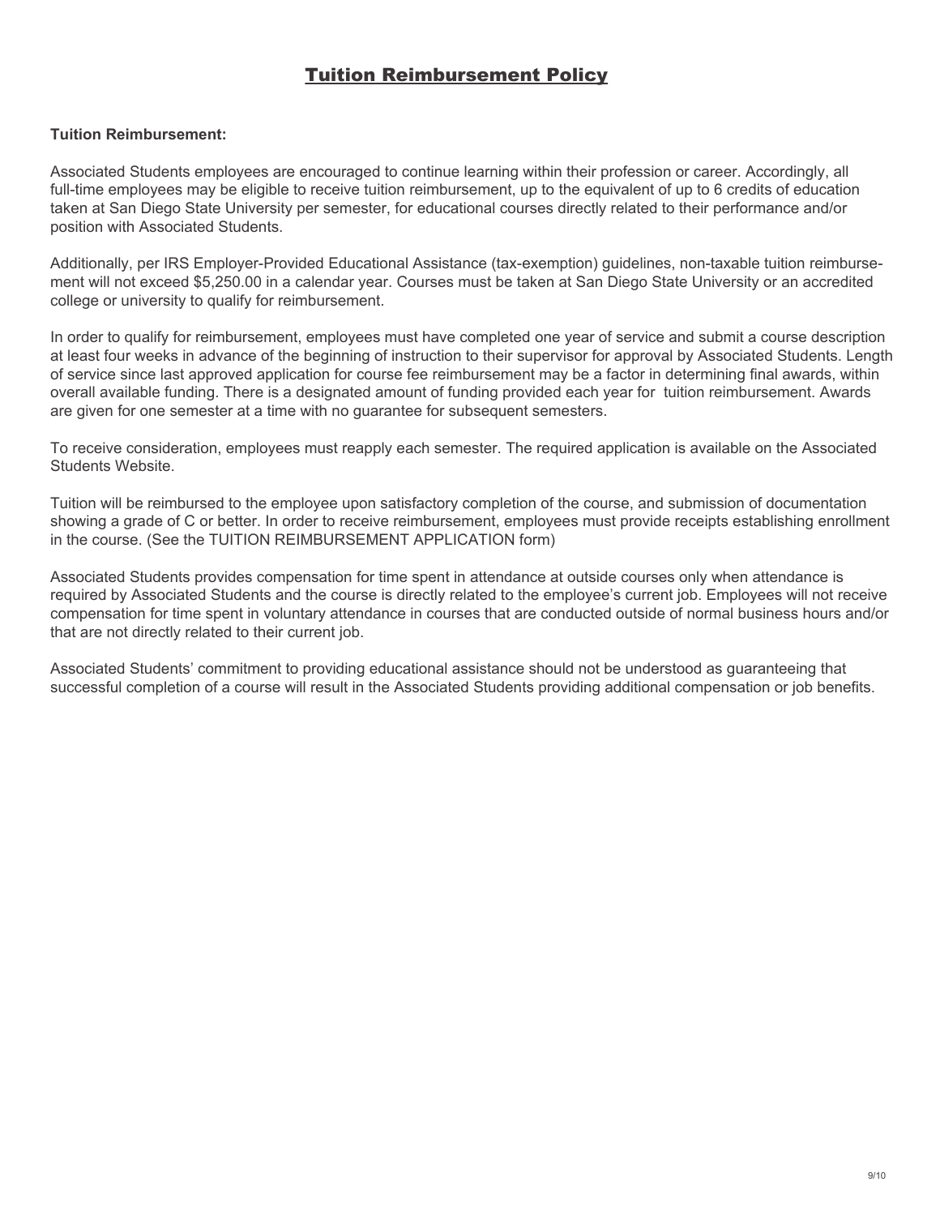# Tuition Reimbursement Policy

**Tuition Reimbursement:**

Associated Students employees are encouraged to continue learning within their profession or career. Accordingly, all full-time employees may be eligible to receive tuition reimbursement, up to the equivalent of up to 6 credits of education taken at San Diego State University per semester, for educational courses directly related to their performance and/or position with Associated Students.

Additionally, per IRS Employer-Provided Educational Assistance (tax-exemption) guidelines, non-taxable tuition reimbursement will not exceed $5,250.00 in a calendar year. Courses must be taken at San Diego State University or an accredited college or university to qualify for reimbursement.

In order to qualify for reimbursement, employees must have completed one year of service and submit a course description at least four weeks in advance of the beginning of instruction to their supervisor for approval by Associated Students. Length of service since last approved application for course fee reimbursement may be a factor in determining final awards, within overall available funding. There is a designated amount of funding provided each year for tuition reimbursement. Awards are given for one semester at a time with no guarantee for subsequent semesters.

To receive consideration, employees must reapply each semester. The required application is available on the Associated Students Website.

Tuition will be reimbursed to the employee upon satisfactory completion of the course, and submission of documentation showing a grade of C or better. In order to receive reimbursement, employees must provide receipts establishing enrollment in the course. (See the TUITION REIMBURSEMENT APPLICATION form)

Associated Students provides compensation for time spent in attendance at outside courses only when attendance is required by Associated Students and the course is directly related to the employee's current job. Employees will not receive compensation for time spent in voluntary attendance in courses that are conducted outside of normal business hours and/or that are not directly related to their current job.

Associated Students' commitment to providing educational assistance should not be understood as guaranteeing that successful completion of a course will result in the Associated Students providing additional compensation or job benefits.